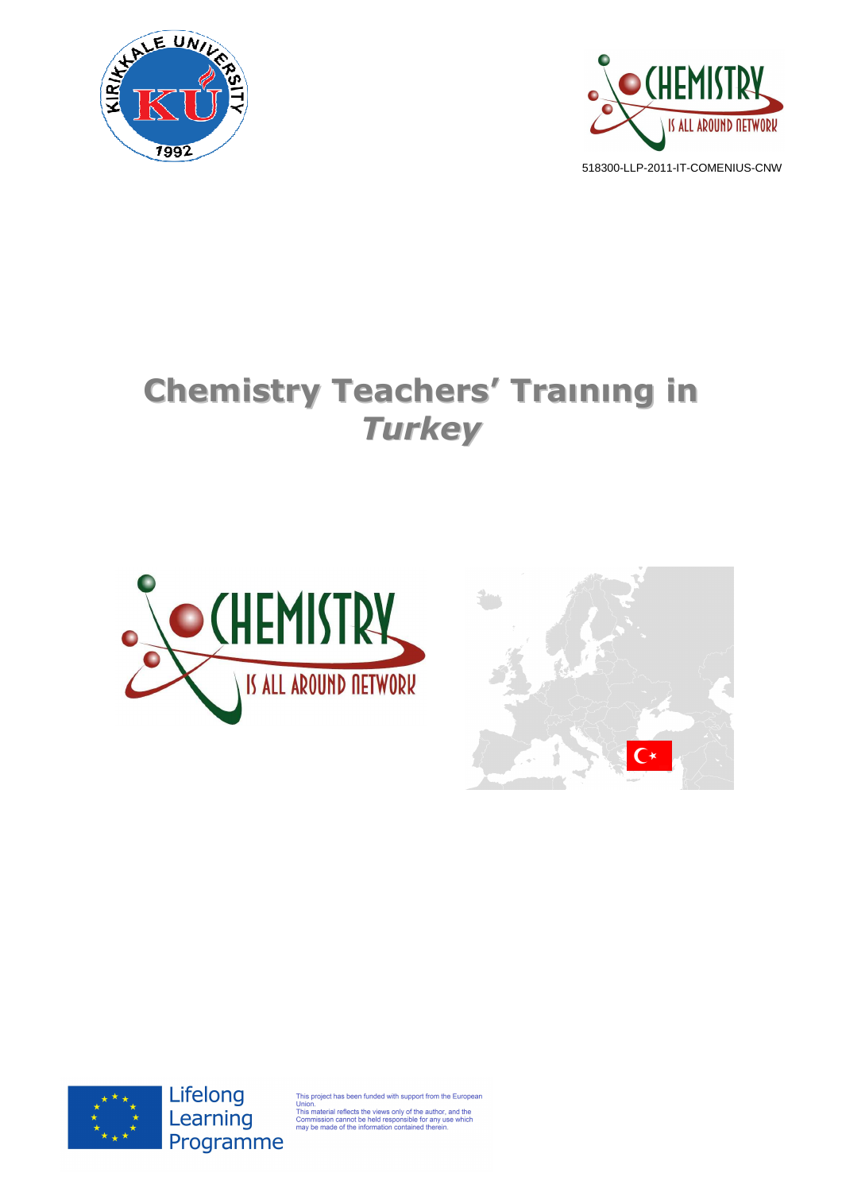518300-LLP-2011-IT-COMENIUS-CNW

# Chemistry Teachers' Traınıng in *Turkey*

Lifelong Learning Programme

This project has been funded with support from the European Union.
This material reflects the views only of the author, and the Commission cannot be held responsible for any use which may be made of the information contained therein.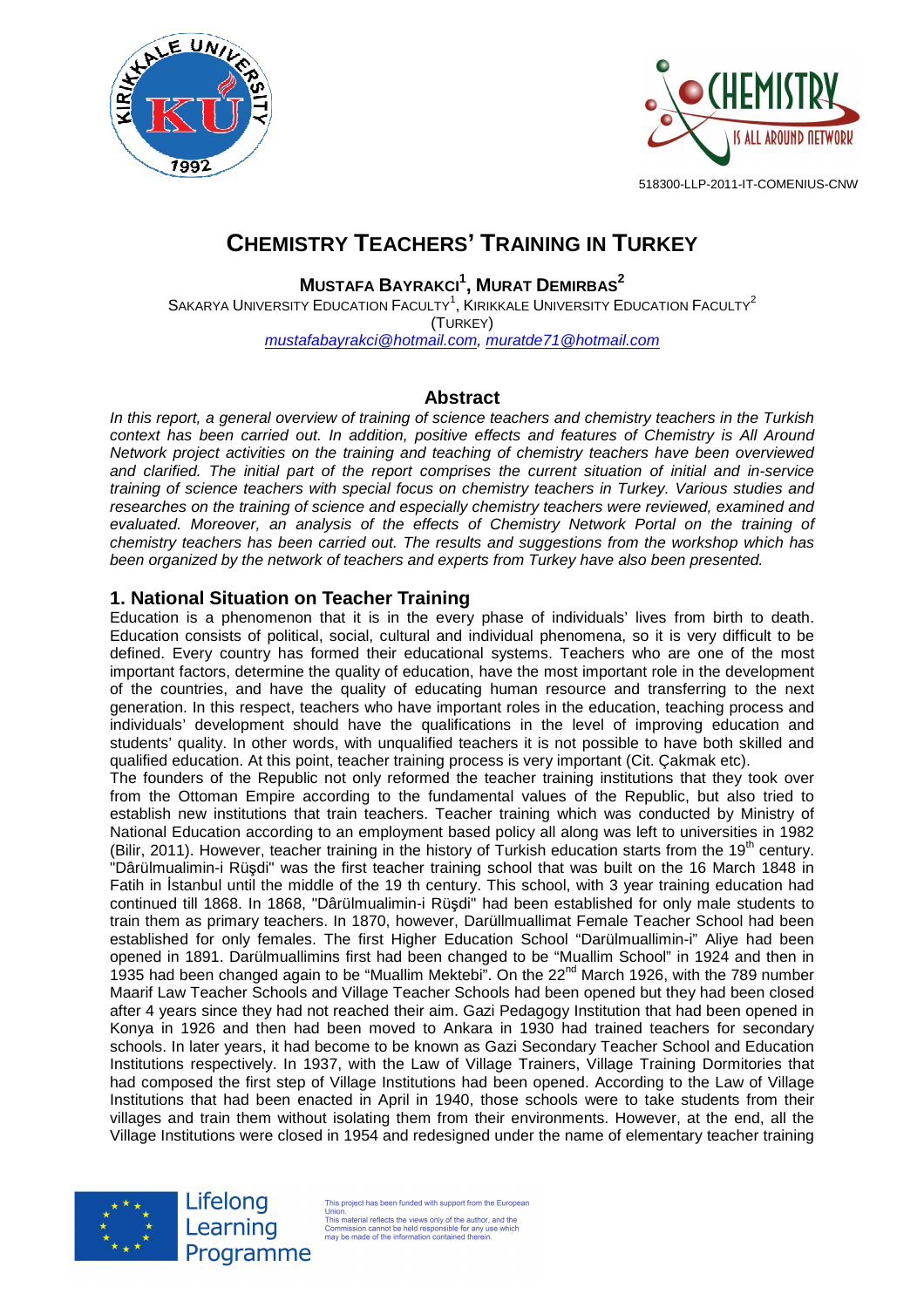# CHEMISTRY TEACHERS' TRAINING IN TURKEY

**MUSTAFA BAYRAKCI[1], MURAT DEMIRBAS[2]**

SAKARYA UNIVERSITY EDUCATION FACULTY[1], KIRIKKALE UNIVERSITY EDUCATION FACULTY[2]
(TURKEY)
mustafabayrakci@hotmail.com, muratde71@hotmail.com

## Abstract

*In this report, a general overview of training of science teachers and chemistry teachers in the Turkish context has been carried out. In addition, positive effects and features of Chemistry is All Around Network project activities on the training and teaching of chemistry teachers have been overviewed and clarified. The initial part of the report comprises the current situation of initial and in-service training of science teachers with special focus on chemistry teachers in Turkey. Various studies and researches on the training of science and especially chemistry teachers were reviewed, examined and evaluated. Moreover, an analysis of the effects of Chemistry Network Portal on the training of chemistry teachers has been carried out. The results and suggestions from the workshop which has been organized by the network of teachers and experts from Turkey have also been presented.*

## 1. National Situation on Teacher Training

Education is a phenomenon that it is in the every phase of individuals' lives from birth to death. Education consists of political, social, cultural and individual phenomena, so it is very difficult to be defined. Every country has formed their educational systems. Teachers who are one of the most important factors, determine the quality of education, have the most important role in the development of the countries, and have the quality of educating human resource and transferring to the next generation. In this respect, teachers who have important roles in the education, teaching process and individuals' development should have the qualifications in the level of improving education and students' quality. In other words, with unqualified teachers it is not possible to have both skilled and qualified education. At this point, teacher training process is very important (Cit. Çakmak etc).

The founders of the Republic not only reformed the teacher training institutions that they took over from the Ottoman Empire according to the fundamental values of the Republic, but also tried to establish new institutions that train teachers. Teacher training which was conducted by Ministry of National Education according to an employment based policy all along was left to universities in 1982 (Bilir, 2011). However, teacher training in the history of Turkish education starts from the 19th century. "Dârülmualimin-i Rüşdi" was the first teacher training school that was built on the 16 March 1848 in Fatih in İstanbul until the middle of the 19 th century. This school, with 3 year training education had continued till 1868. In 1868, "Dârülmualimin-i Rüşdi" had been established for only male students to train them as primary teachers. In 1870, however, Darüllmuallimat Female Teacher School had been established for only females. The first Higher Education School "Darülmuallimin-i" Aliye had been opened in 1891. Darülmuallimins first had been changed to be "Muallim School" in 1924 and then in 1935 had been changed again to be "Muallim Mektebi". On the 22nd March 1926, with the 789 number Maarif Law Teacher Schools and Village Teacher Schools had been opened but they had been closed after 4 years since they had not reached their aim. Gazi Pedagogy Institution that had been opened in Konya in 1926 and then had been moved to Ankara in 1930 had trained teachers for secondary schools. In later years, it had become to be known as Gazi Secondary Teacher School and Education Institutions respectively. In 1937, with the Law of Village Trainers, Village Training Dormitories that had composed the first step of Village Institutions had been opened. According to the Law of Village Institutions that had been enacted in April in 1940, those schools were to take students from their villages and train them without isolating them from their environments. However, at the end, all the Village Institutions were closed in 1954 and redesigned under the name of elementary teacher training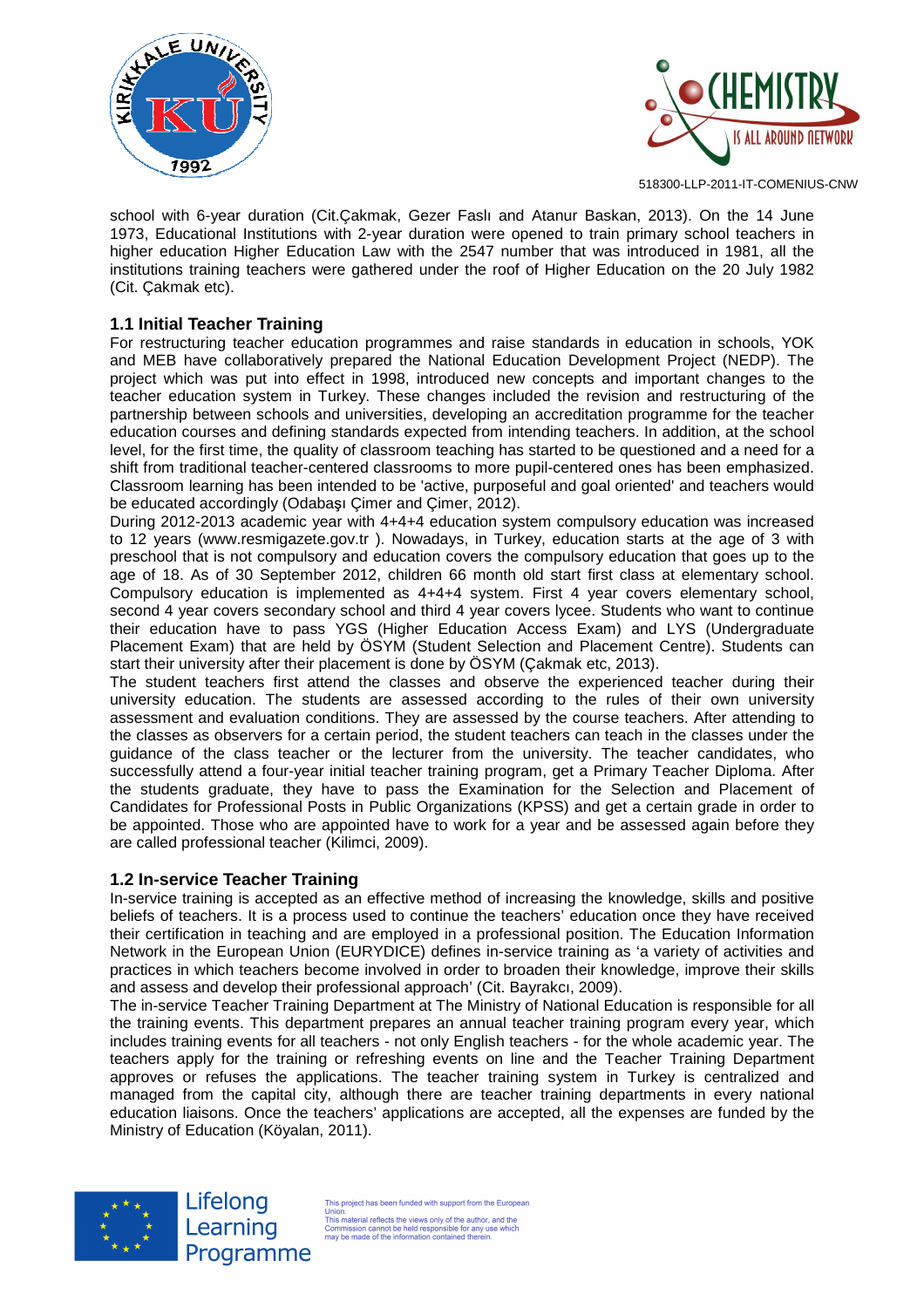school with 6-year duration (Cit.Çakmak, Gezer Faslı and Atanur Baskan, 2013). On the 14 June 1973, Educational Institutions with 2-year duration were opened to train primary school teachers in higher education Higher Education Law with the 2547 number that was introduced in 1981, all the institutions training teachers were gathered under the roof of Higher Education on the 20 July 1982 (Cit. Çakmak etc).

## 1.1 Initial Teacher Training

For restructuring teacher education programmes and raise standards in education in schools, YOK and MEB have collaboratively prepared the National Education Development Project (NEDP). The project which was put into effect in 1998, introduced new concepts and important changes to the teacher education system in Turkey. These changes included the revision and restructuring of the partnership between schools and universities, developing an accreditation programme for the teacher education courses and defining standards expected from intending teachers. In addition, at the school level, for the first time, the quality of classroom teaching has started to be questioned and a need for a shift from traditional teacher-centered classrooms to more pupil-centered ones has been emphasized. Classroom learning has been intended to be 'active, purposeful and goal oriented' and teachers would be educated accordingly (Odabaşı Çimer and Çimer, 2012).

During 2012-2013 academic year with 4+4+4 education system compulsory education was increased to 12 years (www.resmigazete.gov.tr ). Nowadays, in Turkey, education starts at the age of 3 with preschool that is not compulsory and education covers the compulsory education that goes up to the age of 18. As of 30 September 2012, children 66 month old start first class at elementary school. Compulsory education is implemented as 4+4+4 system. First 4 year covers elementary school, second 4 year covers secondary school and third 4 year covers lycee. Students who want to continue their education have to pass YGS (Higher Education Access Exam) and LYS (Undergraduate Placement Exam) that are held by ÖSYM (Student Selection and Placement Centre). Students can start their university after their placement is done by ÖSYM (Çakmak etc, 2013).

The student teachers first attend the classes and observe the experienced teacher during their university education. The students are assessed according to the rules of their own university assessment and evaluation conditions. They are assessed by the course teachers. After attending to the classes as observers for a certain period, the student teachers can teach in the classes under the guidance of the class teacher or the lecturer from the university. The teacher candidates, who successfully attend a four-year initial teacher training program, get a Primary Teacher Diploma. After the students graduate, they have to pass the Examination for the Selection and Placement of Candidates for Professional Posts in Public Organizations (KPSS) and get a certain grade in order to be appointed. Those who are appointed have to work for a year and be assessed again before they are called professional teacher (Kilimci, 2009).

## 1.2 In-service Teacher Training

In-service training is accepted as an effective method of increasing the knowledge, skills and positive beliefs of teachers. It is a process used to continue the teachers' education once they have received their certification in teaching and are employed in a professional position. The Education Information Network in the European Union (EURYDICE) defines in-service training as 'a variety of activities and practices in which teachers become involved in order to broaden their knowledge, improve their skills and assess and develop their professional approach' (Cit. Bayrakcı, 2009).

The in-service Teacher Training Department at The Ministry of National Education is responsible for all the training events. This department prepares an annual teacher training program every year, which includes training events for all teachers - not only English teachers - for the whole academic year. The teachers apply for the training or refreshing events on line and the Teacher Training Department approves or refuses the applications. The teacher training system in Turkey is centralized and managed from the capital city, although there are teacher training departments in every national education liaisons. Once the teachers' applications are accepted, all the expenses are funded by the Ministry of Education (Köyalan, 2011).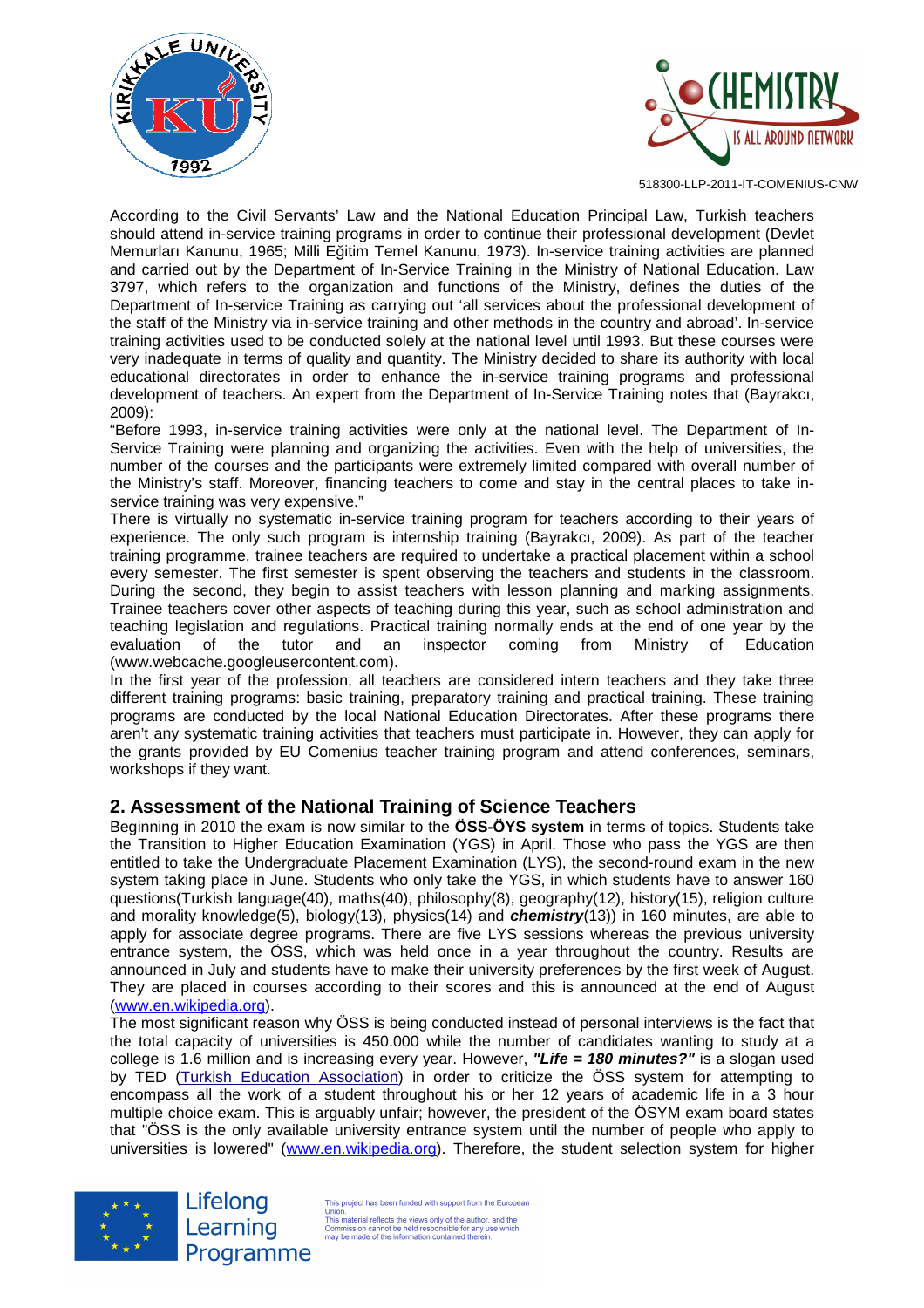According to the Civil Servants' Law and the National Education Principal Law, Turkish teachers should attend in-service training programs in order to continue their professional development (Devlet Memurları Kanunu, 1965; Milli Eğitim Temel Kanunu, 1973). In-service training activities are planned and carried out by the Department of In-Service Training in the Ministry of National Education. Law 3797, which refers to the organization and functions of the Ministry, defines the duties of the Department of In-service Training as carrying out 'all services about the professional development of the staff of the Ministry via in-service training and other methods in the country and abroad'. In-service training activities used to be conducted solely at the national level until 1993. But these courses were very inadequate in terms of quality and quantity. The Ministry decided to share its authority with local educational directorates in order to enhance the in-service training programs and professional development of teachers. An expert from the Department of In-Service Training notes that (Bayrakcı, 2009):

"Before 1993, in-service training activities were only at the national level. The Department of In-Service Training were planning and organizing the activities. Even with the help of universities, the number of the courses and the participants were extremely limited compared with overall number of the Ministry's staff. Moreover, financing teachers to come and stay in the central places to take in-service training was very expensive."

There is virtually no systematic in-service training program for teachers according to their years of experience. The only such program is internship training (Bayrakcı, 2009). As part of the teacher training programme, trainee teachers are required to undertake a practical placement within a school every semester. The first semester is spent observing the teachers and students in the classroom. During the second, they begin to assist teachers with lesson planning and marking assignments. Trainee teachers cover other aspects of teaching during this year, such as school administration and teaching legislation and regulations. Practical training normally ends at the end of one year by the evaluation of the tutor and an inspector coming from Ministry of Education (www.webcache.googleusercontent.com).

In the first year of the profession, all teachers are considered intern teachers and they take three different training programs: basic training, preparatory training and practical training. These training programs are conducted by the local National Education Directorates. After these programs there aren't any systematic training activities that teachers must participate in. However, they can apply for the grants provided by EU Comenius teacher training program and attend conferences, seminars, workshops if they want.

## 2. Assessment of the National Training of Science Teachers

Beginning in 2010 the exam is now similar to the **ÖSS-ÖYS system** in terms of topics. Students take the Transition to Higher Education Examination (YGS) in April. Those who pass the YGS are then entitled to take the Undergraduate Placement Examination (LYS), the second-round exam in the new system taking place in June. Students who only take the YGS, in which students have to answer 160 questions(Turkish language(40), maths(40), philosophy(8), geography(12), history(15), religion culture and morality knowledge(5), biology(13), physics(14) and ***chemistry***(13)) in 160 minutes, are able to apply for associate degree programs. There are five LYS sessions whereas the previous university entrance system, the ÖSS, which was held once in a year throughout the country. Results are announced in July and students have to make their university preferences by the first week of August. They are placed in courses according to their scores and this is announced at the end of August (www.en.wikipedia.org).

The most significant reason why ÖSS is being conducted instead of personal interviews is the fact that the total capacity of universities is 450.000 while the number of candidates wanting to study at a college is 1.6 million and is increasing every year. However, ***"Life = 180 minutes?"*** is a slogan used by TED (Turkish Education Association) in order to criticize the ÖSS system for attempting to encompass all the work of a student throughout his or her 12 years of academic life in a 3 hour multiple choice exam. This is arguably unfair; however, the president of the ÖSYM exam board states that "ÖSS is the only available university entrance system until the number of people who apply to universities is lowered" (www.en.wikipedia.org). Therefore, the student selection system for higher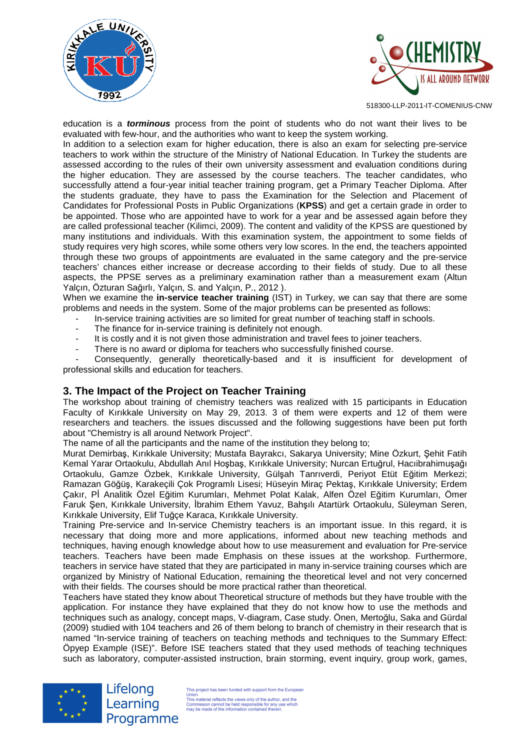education is a ***torminous*** process from the point of students who do not want their lives to be evaluated with few-hour, and the authorities who want to keep the system working.

In addition to a selection exam for higher education, there is also an exam for selecting pre-service teachers to work within the structure of the Ministry of National Education. In Turkey the students are assessed according to the rules of their own university assessment and evaluation conditions during the higher education. They are assessed by the course teachers. The teacher candidates, who successfully attend a four-year initial teacher training program, get a Primary Teacher Diploma. After the students graduate, they have to pass the Examination for the Selection and Placement of Candidates for Professional Posts in Public Organizations (**KPSS**) and get a certain grade in order to be appointed. Those who are appointed have to work for a year and be assessed again before they are called professional teacher (Kilimci, 2009). The content and validity of the KPSS are questioned by many institutions and individuals. With this examination system, the appointment to some fields of study requires very high scores, while some others very low scores. In the end, the teachers appointed through these two groups of appointments are evaluated in the same category and the pre-service teachers' chances either increase or decrease according to their fields of study. Due to all these aspects, the PPSE serves as a preliminary examination rather than a measurement exam (Altun Yalçın, Özturan Sağırlı, Yalçın, S. and Yalçın, P., 2012 ).

When we examine the **in-service teacher training** (IST) in Turkey, we can say that there are some problems and needs in the system. Some of the major problems can be presented as follows:

- In-service training activities are so limited for great number of teaching staff in schools.
- The finance for in-service training is definitely not enough.
- It is costly and it is not given those administration and travel fees to joiner teachers.
- There is no award or diploma for teachers who successfully finished course.
- Consequently, generally theoretically-based and it is insufficient for development of professional skills and education for teachers.

## 3. The Impact of the Project on Teacher Training

The workshop about training of chemistry teachers was realized with 15 participants in Education Faculty of Kırıkkale University on May 29, 2013. 3 of them were experts and 12 of them were researchers and teachers. the issues discussed and the following suggestions have been put forth about "Chemistry is all around Network Project".

The name of all the participants and the name of the institution they belong to;

Murat Demirbaş, Kırıkkale University; Mustafa Bayrakcı, Sakarya University; Mine Özkurt, Şehit Fatih Kemal Yarar Ortaokulu, Abdullah Anıl Hoşbaş, Kırıkkale University; Nurcan Ertuğrul, Hacıibrahimuşağı Ortaokulu, Gamze Özbek, Kırıkkale University, Gülşah Tanrıverdi, Periyot Etüt Eğitim Merkezi; Ramazan Göğüş, Karakeçili Çok Programlı Lisesi; Hüseyin Miraç Pektaş, Kırıkkale University; Erdem Çakır, Pİ Analitik Özel Eğitim Kurumları, Mehmet Polat Kalak, Alfen Özel Eğitim Kurumları, Ömer Faruk Şen, Kırıkkale University, İbrahim Ethem Yavuz, Bahşılı Atatürk Ortaokulu, Süleyman Seren, Kırıkkale University, Elif Tuğçe Karaca, Kırıkkale University.

Training Pre-service and In-service Chemistry teachers is an important issue. In this regard, it is necessary that doing more and more applications, informed about new teaching methods and techniques, having enough knowledge about how to use measurement and evaluation for Pre-service teachers. Teachers have been made Emphasis on these issues at the workshop. Furthermore, teachers in service have stated that they are participated in many in-service training courses which are organized by Ministry of National Education, remaining the theoretical level and not very concerned with their fields. The courses should be more practical rather than theoretical.

Teachers have stated they know about Theoretical structure of methods but they have trouble with the application. For instance they have explained that they do not know how to use the methods and techniques such as analogy, concept maps, V-diagram, Case study. Önen, Mertoğlu, Saka and Gürdal (2009) studied with 104 teachers and 26 of them belong to branch of chemistry in their research that is named "In-service training of teachers on teaching methods and techniques to the Summary Effect: Öpyep Example (ISE)". Before ISE teachers stated that they used methods of teaching techniques such as laboratory, computer-assisted instruction, brain storming, event inquiry, group work, games,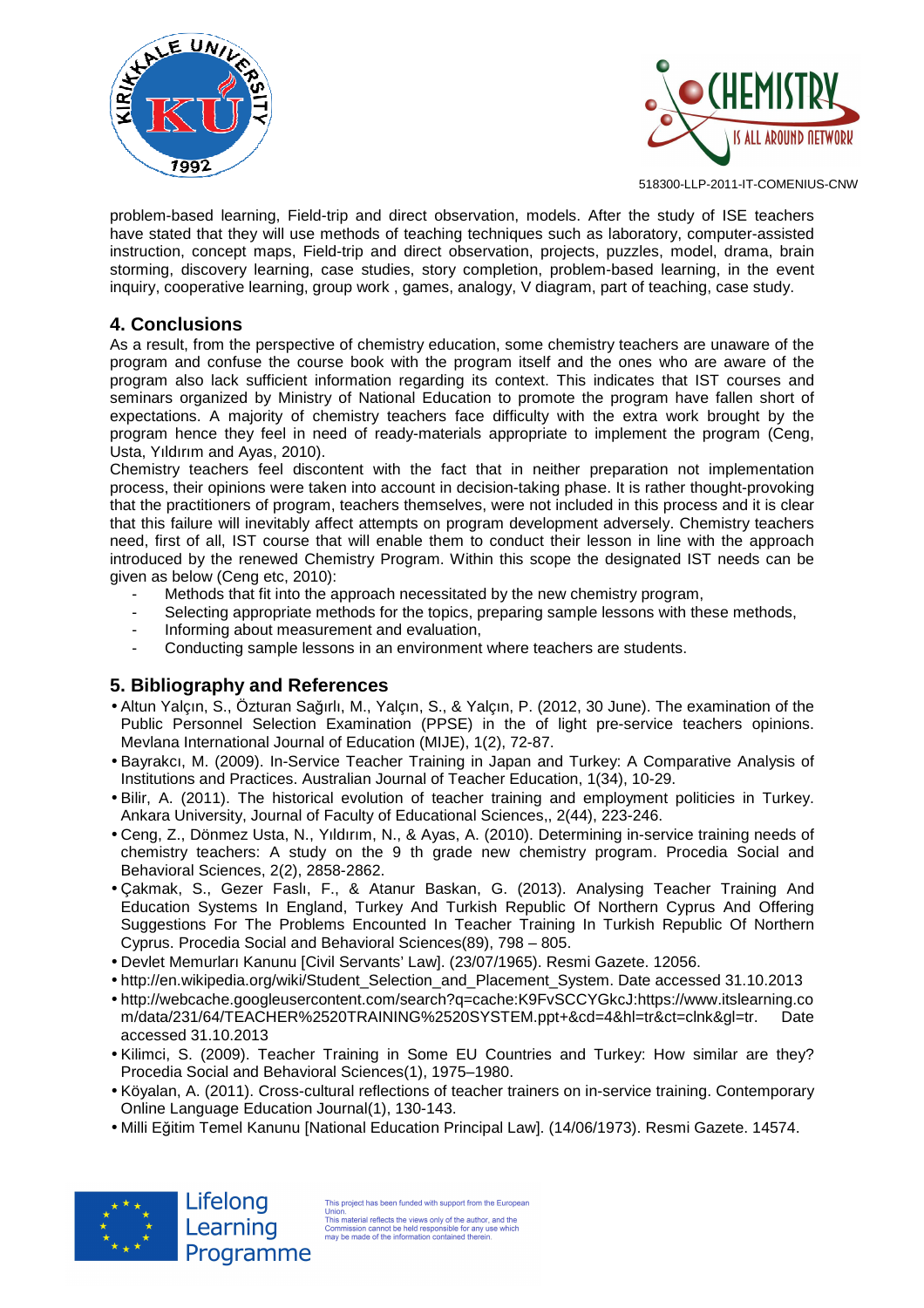problem-based learning, Field-trip and direct observation, models. After the study of ISE teachers have stated that they will use methods of teaching techniques such as laboratory, computer-assisted instruction, concept maps, Field-trip and direct observation, projects, puzzles, model, drama, brain storming, discovery learning, case studies, story completion, problem-based learning, in the event inquiry, cooperative learning, group work , games, analogy, V diagram, part of teaching, case study.

## 4. Conclusions

As a result, from the perspective of chemistry education, some chemistry teachers are unaware of the program and confuse the course book with the program itself and the ones who are aware of the program also lack sufficient information regarding its context. This indicates that IST courses and seminars organized by Ministry of National Education to promote the program have fallen short of expectations. A majority of chemistry teachers face difficulty with the extra work brought by the program hence they feel in need of ready-materials appropriate to implement the program (Ceng, Usta, Yıldırım and Ayas, 2010).

Chemistry teachers feel discontent with the fact that in neither preparation not implementation process, their opinions were taken into account in decision-taking phase. It is rather thought-provoking that the practitioners of program, teachers themselves, were not included in this process and it is clear that this failure will inevitably affect attempts on program development adversely. Chemistry teachers need, first of all, IST course that will enable them to conduct their lesson in line with the approach introduced by the renewed Chemistry Program. Within this scope the designated IST needs can be given as below (Ceng etc, 2010):

- Methods that fit into the approach necessitated by the new chemistry program,
- Selecting appropriate methods for the topics, preparing sample lessons with these methods,
- Informing about measurement and evaluation,
- Conducting sample lessons in an environment where teachers are students.

## 5. Bibliography and References

- Altun Yalçın, S., Özturan Sağırlı, M., Yalçın, S., & Yalçın, P. (2012, 30 June). The examination of the Public Personnel Selection Examination (PPSE) in the of light pre-service teachers opinions. Mevlana International Journal of Education (MIJE), 1(2), 72-87.
- Bayrakcı, M. (2009). In-Service Teacher Training in Japan and Turkey: A Comparative Analysis of Institutions and Practices. Australian Journal of Teacher Education, 1(34), 10-29.
- Bilir, A. (2011). The historical evolution of teacher training and employment politicies in Turkey. Ankara University, Journal of Faculty of Educational Sciences,, 2(44), 223-246.
- Ceng, Z., Dönmez Usta, N., Yıldırım, N., & Ayas, A. (2010). Determining in-service training needs of chemistry teachers: A study on the 9 th grade new chemistry program. Procedia Social and Behavioral Sciences, 2(2), 2858-2862.
- Çakmak, S., Gezer Faslı, F., & Atanur Baskan, G. (2013). Analysing Teacher Training And Education Systems In England, Turkey And Turkish Republic Of Northern Cyprus And Offering Suggestions For The Problems Encounted In Teacher Training In Turkish Republic Of Northern Cyprus. Procedia Social and Behavioral Sciences(89), 798 – 805.
- Devlet Memurları Kanunu [Civil Servants' Law]. (23/07/1965). Resmi Gazete. 12056.
- http://en.wikipedia.org/wiki/Student_Selection_and_Placement_System. Date accessed 31.10.2013
- http://webcache.googleusercontent.com/search?q=cache:K9FvSCCYGkcJ:https://www.itslearning.com/data/231/64/TEACHER%2520TRAINING%2520SYSTEM.ppt+&cd=4&hl=tr&ct=clnk&gl=tr. Date accessed 31.10.2013
- Kilimci, S. (2009). Teacher Training in Some EU Countries and Turkey: How similar are they? Procedia Social and Behavioral Sciences(1), 1975–1980.
- Köyalan, A. (2011). Cross-cultural reflections of teacher trainers on in-service training. Contemporary Online Language Education Journal(1), 130-143.
- Milli Eğitim Temel Kanunu [National Education Principal Law]. (14/06/1973). Resmi Gazete. 14574.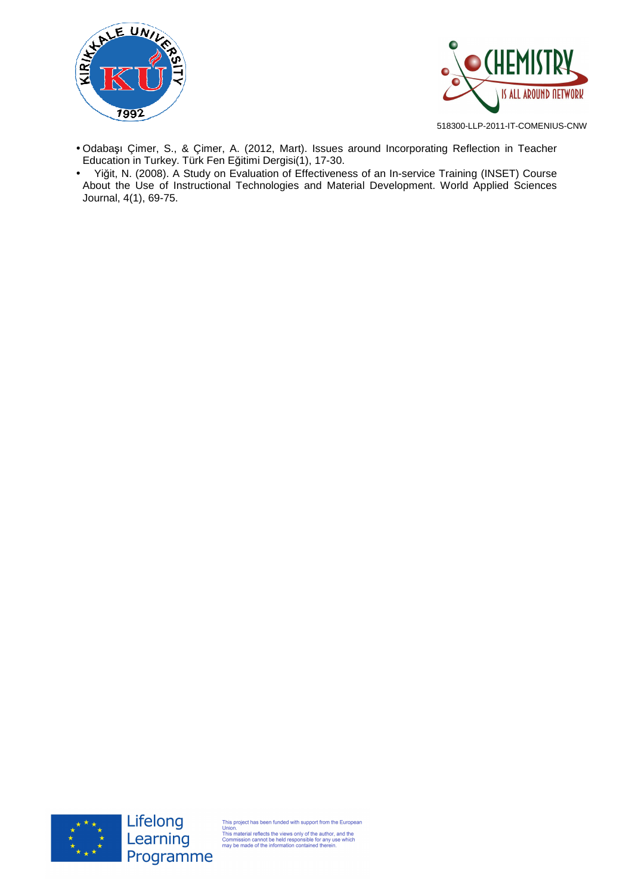- Odabaşı Çimer, S., & Çimer, A. (2012, Mart). Issues around Incorporating Reflection in Teacher Education in Turkey. Türk Fen Eğitimi Dergisi(1), 17-30.
- Yiğit, N. (2008). A Study on Evaluation of Effectiveness of an In-service Training (INSET) Course About the Use of Instructional Technologies and Material Development. World Applied Sciences Journal, 4(1), 69-75.